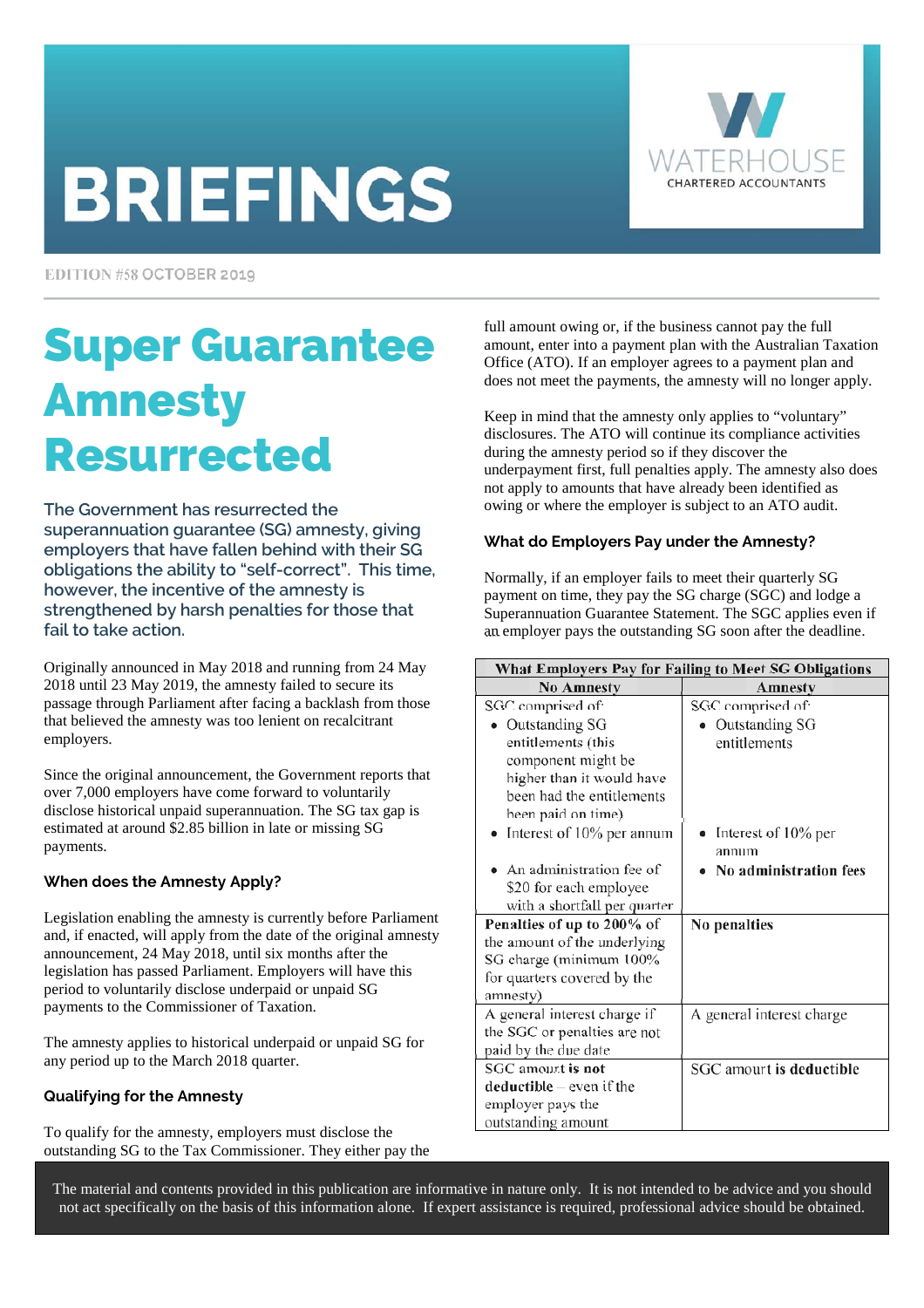# BRIEFINGS

WATERHOUSE CHARTERED ACCOUNTANTS

EDITION #58 OCTOBER 2019

# Super Guarantee Amnesty Resurrected

**The Government has resurrected the superannuation guarantee (SG) amnesty, giving employers that have fallen behind with their SG obligations the ability to "self-correct". This time, however, the incentive of the amnesty is strengthened by harsh penalties for those that fail to take action.**

Originally announced in May 2018 and running from 24 May 2018 until 23 May 2019, the amnesty failed to secure its passage through Parliament after facing a backlash from those that believed the amnesty was too lenient on recalcitrant employers.

Since the original announcement, the Government reports that over 7,000 employers have come forward to voluntarily disclose historical unpaid superannuation. The SG tax gap is estimated at around $2.85 billion in late or missing SG payments.

### When does the Amnesty Apply?

Legislation enabling the amnesty is currently before Parliament and, if enacted, will apply from the date of the original amnesty announcement, 24 May 2018, until six months after the legislation has passed Parliament. Employers will have this period to voluntarily disclose underpaid or unpaid SG payments to the Commissioner of Taxation.

The amnesty applies to historical underpaid or unpaid SG for any period up to the March 2018 quarter.

### Qualifying for the Amnesty

To qualify for the amnesty, employers must disclose the outstanding SG to the Tax Commissioner. They either pay the full amount owing or, if the business cannot pay the full amount, enter into a payment plan with the Australian Taxation Office (ATO). If an employer agrees to a payment plan and does not meet the payments, the amnesty will no longer apply.

Keep in mind that the amnesty only applies to "voluntary" disclosures. The ATO will continue its compliance activities during the amnesty period so if they discover the underpayment first, full penalties apply. The amnesty also does not apply to amounts that have already been identified as owing or where the employer is subject to an ATO audit.

### What do Employers Pay under the Amnesty?

Normally, if an employer fails to meet their quarterly SG payment on time, they pay the SG charge (SGC) and lodge a Superannuation Guarantee Statement. The SGC applies even if an employer pays the outstanding SG soon after the deadline.

| What Employers Pay for Failing to Meet SG Obligations | |
|---|---|
| **No Amnesty** | **Amnesty** |
| SGC comprised of:<br>• Outstanding SG entitlements (this component might be higher than it would have been had the entitlements been paid on time)<br>• Interest of 10% per annum<br>• An administration fee of $20 for each employee with a shortfall per quarter | SGC comprised of:<br>• Outstanding SG entitlements<br>• Interest of 10% per annum<br>• **No administration fees** |
| **Penalties of up to 200%** of the amount of the underlying SG charge (minimum 100% for quarters covered by the amnesty) | **No penalties** |
| A general interest charge if the SGC or penalties are not paid by the due date | A general interest charge |
| SGC amount **is not deductible** – even if the employer pays the outstanding amount | SGC amount **is deductible** |

The material and contents provided in this publication are informative in nature only. It is not intended to be advice and you should not act specifically on the basis of this information alone. If expert assistance is required, professional advice should be obtained.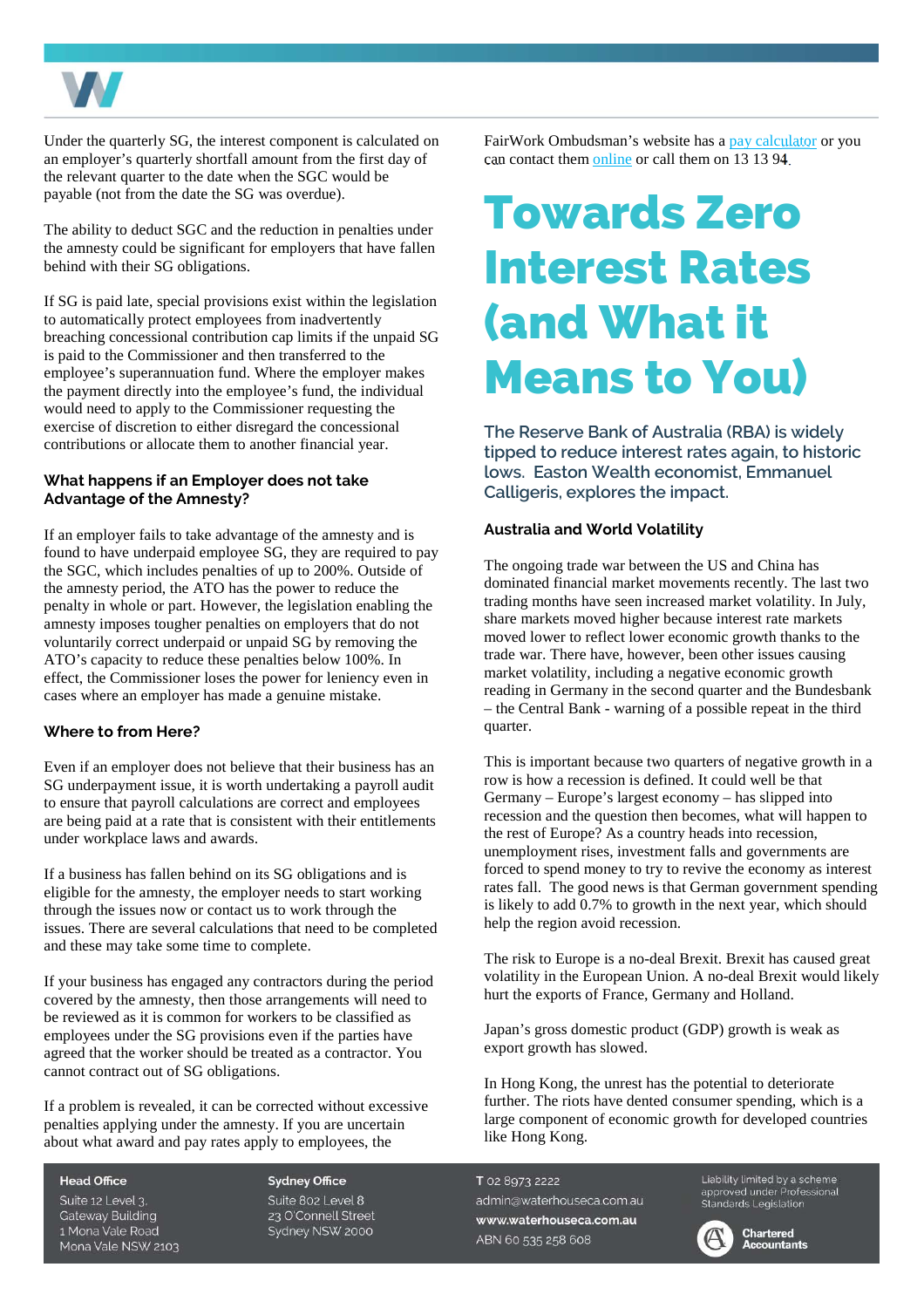Under the quarterly SG, the interest component is calculated on an employer's quarterly shortfall amount from the first day of the relevant quarter to the date when the SGC would be payable (not from the date the SG was overdue).

The ability to deduct SGC and the reduction in penalties under the amnesty could be significant for employers that have fallen behind with their SG obligations.

If SG is paid late, special provisions exist within the legislation to automatically protect employees from inadvertently breaching concessional contribution cap limits if the unpaid SG is paid to the Commissioner and then transferred to the employee's superannuation fund. Where the employer makes the payment directly into the employee's fund, the individual would need to apply to the Commissioner requesting the exercise of discretion to either disregard the concessional contributions or allocate them to another financial year.

### What happens if an Employer does not take Advantage of the Amnesty?

If an employer fails to take advantage of the amnesty and is found to have underpaid employee SG, they are required to pay the SGC, which includes penalties of up to 200%. Outside of the amnesty period, the ATO has the power to reduce the penalty in whole or part. However, the legislation enabling the amnesty imposes tougher penalties on employers that do not voluntarily correct underpaid or unpaid SG by removing the ATO's capacity to reduce these penalties below 100%. In effect, the Commissioner loses the power for leniency even in cases where an employer has made a genuine mistake.

### Where to from Here?

Even if an employer does not believe that their business has an SG underpayment issue, it is worth undertaking a payroll audit to ensure that payroll calculations are correct and employees are being paid at a rate that is consistent with their entitlements under workplace laws and awards.

If a business has fallen behind on its SG obligations and is eligible for the amnesty, the employer needs to start working through the issues now or contact us to work through the issues. There are several calculations that need to be completed and these may take some time to complete.

If your business has engaged any contractors during the period covered by the amnesty, then those arrangements will need to be reviewed as it is common for workers to be classified as employees under the SG provisions even if the parties have agreed that the worker should be treated as a contractor. You cannot contract out of SG obligations.

If a problem is revealed, it can be corrected without excessive penalties applying under the amnesty. If you are uncertain about what award and pay rates apply to employees, the FairWork Ombudsman's website has a pay calculator or you can contact them online or call them on 13 13 94.

# Towards Zero Interest Rates (and What it Means to You)

**The Reserve Bank of Australia (RBA) is widely tipped to reduce interest rates again, to historic lows. Easton Wealth economist, Emmanuel Calligeris, explores the impact.**

### Australia and World Volatility

The ongoing trade war between the US and China has dominated financial market movements recently. The last two trading months have seen increased market volatility. In July, share markets moved higher because interest rate markets moved lower to reflect lower economic growth thanks to the trade war. There have, however, been other issues causing market volatility, including a negative economic growth reading in Germany in the second quarter and the Bundesbank – the Central Bank - warning of a possible repeat in the third quarter.

This is important because two quarters of negative growth in a row is how a recession is defined. It could well be that Germany – Europe's largest economy – has slipped into recession and the question then becomes, what will happen to the rest of Europe? As a country heads into recession, unemployment rises, investment falls and governments are forced to spend money to try to revive the economy as interest rates fall. The good news is that German government spending is likely to add 0.7% to growth in the next year, which should help the region avoid recession.

The risk to Europe is a no-deal Brexit. Brexit has caused great volatility in the European Union. A no-deal Brexit would likely hurt the exports of France, Germany and Holland.

Japan's gross domestic product (GDP) growth is weak as export growth has slowed.

In Hong Kong, the unrest has the potential to deteriorate further. The riots have dented consumer spending, which is a large component of economic growth for developed countries like Hong Kong.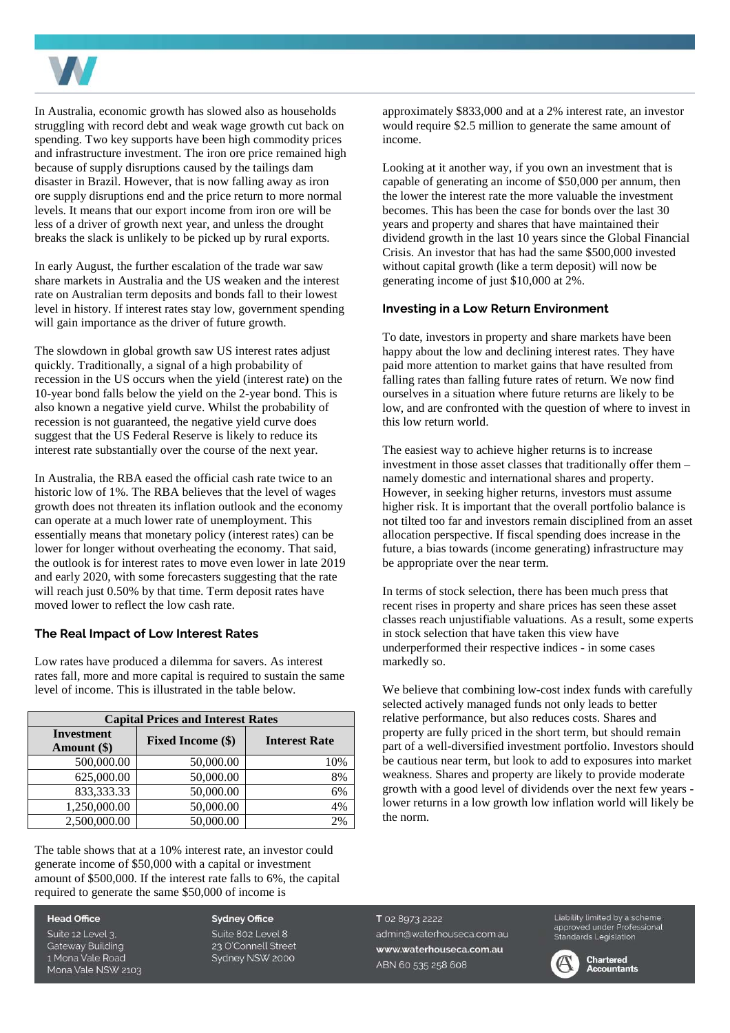In Australia, economic growth has slowed also as households struggling with record debt and weak wage growth cut back on spending. Two key supports have been high commodity prices and infrastructure investment. The iron ore price remained high because of supply disruptions caused by the tailings dam disaster in Brazil. However, that is now falling away as iron ore supply disruptions end and the price return to more normal levels. It means that our export income from iron ore will be less of a driver of growth next year, and unless the drought breaks the slack is unlikely to be picked up by rural exports.

In early August, the further escalation of the trade war saw share markets in Australia and the US weaken and the interest rate on Australian term deposits and bonds fall to their lowest level in history. If interest rates stay low, government spending will gain importance as the driver of future growth.

The slowdown in global growth saw US interest rates adjust quickly. Traditionally, a signal of a high probability of recession in the US occurs when the yield (interest rate) on the 10-year bond falls below the yield on the 2-year bond. This is also known a negative yield curve. Whilst the probability of recession is not guaranteed, the negative yield curve does suggest that the US Federal Reserve is likely to reduce its interest rate substantially over the course of the next year.

In Australia, the RBA eased the official cash rate twice to an historic low of 1%. The RBA believes that the level of wages growth does not threaten its inflation outlook and the economy can operate at a much lower rate of unemployment. This essentially means that monetary policy (interest rates) can be lower for longer without overheating the economy. That said, the outlook is for interest rates to move even lower in late 2019 and early 2020, with some forecasters suggesting that the rate will reach just 0.50% by that time. Term deposit rates have moved lower to reflect the low cash rate.

## The Real Impact of Low Interest Rates

Low rates have produced a dilemma for savers. As interest rates fall, more and more capital is required to sustain the same level of income. This is illustrated in the table below.

| Capital Prices and Interest Rates | | |
|---|---|---|
| Investment Amount ($) | Fixed Income ($) | Interest Rate |
| 500,000.00 | 50,000.00 | 10% |
| 625,000.00 | 50,000.00 | 8% |
| 833,333.33 | 50,000.00 | 6% |
| 1,250,000.00 | 50,000.00 | 4% |
| 2,500,000.00 | 50,000.00 | 2% |

The table shows that at a 10% interest rate, an investor could generate income of $50,000 with a capital or investment amount of $500,000. If the interest rate falls to 6%, the capital required to generate the same $50,000 of income is approximately $833,000 and at a 2% interest rate, an investor would require $2.5 million to generate the same amount of income.

Looking at it another way, if you own an investment that is capable of generating an income of $50,000 per annum, then the lower the interest rate the more valuable the investment becomes. This has been the case for bonds over the last 30 years and property and shares that have maintained their dividend growth in the last 10 years since the Global Financial Crisis. An investor that has had the same $500,000 invested without capital growth (like a term deposit) will now be generating income of just $10,000 at 2%.

## Investing in a Low Return Environment

To date, investors in property and share markets have been happy about the low and declining interest rates. They have paid more attention to market gains that have resulted from falling rates than falling future rates of return. We now find ourselves in a situation where future returns are likely to be low, and are confronted with the question of where to invest in this low return world.

The easiest way to achieve higher returns is to increase investment in those asset classes that traditionally offer them – namely domestic and international shares and property. However, in seeking higher returns, investors must assume higher risk. It is important that the overall portfolio balance is not tilted too far and investors remain disciplined from an asset allocation perspective. If fiscal spending does increase in the future, a bias towards (income generating) infrastructure may be appropriate over the near term.

In terms of stock selection, there has been much press that recent rises in property and share prices has seen these asset classes reach unjustifiable valuations. As a result, some experts in stock selection that have taken this view have underperformed their respective indices - in some cases markedly so.

We believe that combining low-cost index funds with carefully selected actively managed funds not only leads to better relative performance, but also reduces costs. Shares and property are fully priced in the short term, but should remain part of a well-diversified investment portfolio. Investors should be cautious near term, but look to add to exposures into market weakness. Shares and property are likely to provide moderate growth with a good level of dividends over the next few years - lower returns in a low growth low inflation world will likely be the norm.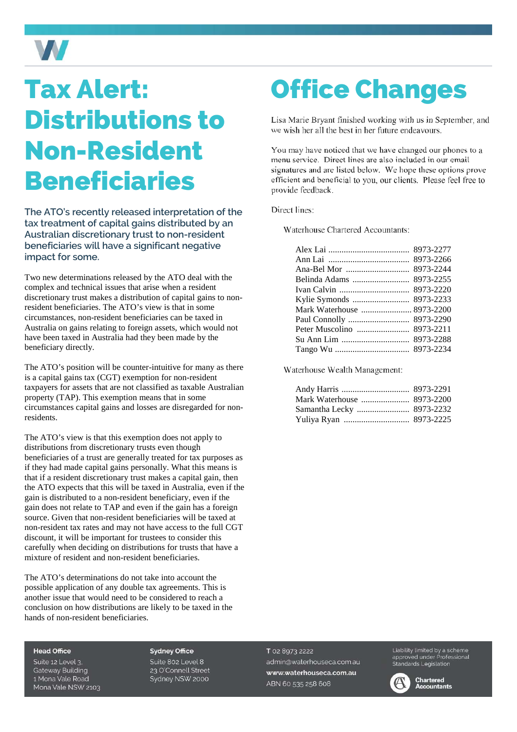# Tax Alert: Distributions to Non-Resident Beneficiaries

**The ATO's recently released interpretation of the tax treatment of capital gains distributed by an Australian discretionary trust to non-resident beneficiaries will have a significant negative impact for some.**

Two new determinations released by the ATO deal with the complex and technical issues that arise when a resident discretionary trust makes a distribution of capital gains to non-resident beneficiaries. The ATO's view is that in some circumstances, non-resident beneficiaries can be taxed in Australia on gains relating to foreign assets, which would not have been taxed in Australia had they been made by the beneficiary directly.

The ATO's position will be counter-intuitive for many as there is a capital gains tax (CGT) exemption for non-resident taxpayers for assets that are not classified as taxable Australian property (TAP). This exemption means that in some circumstances capital gains and losses are disregarded for non-residents.

The ATO's view is that this exemption does not apply to distributions from discretionary trusts even though beneficiaries of a trust are generally treated for tax purposes as if they had made capital gains personally. What this means is that if a resident discretionary trust makes a capital gain, then the ATO expects that this will be taxed in Australia, even if the gain is distributed to a non-resident beneficiary, even if the gain does not relate to TAP and even if the gain has a foreign source. Given that non-resident beneficiaries will be taxed at non-resident tax rates and may not have access to the full CGT discount, it will be important for trustees to consider this carefully when deciding on distributions for trusts that have a mixture of resident and non-resident beneficiaries.

The ATO's determinations do not take into account the possible application of any double tax agreements. This is another issue that would need to be considered to reach a conclusion on how distributions are likely to be taxed in the hands of non-resident beneficiaries.

# Office Changes

Lisa Marie Bryant finished working with us in September, and we wish her all the best in her future endeavours.

You may have noticed that we have changed our phones to a menu service. Direct lines are also included in our email signatures and are listed below. We hope these options prove efficient and beneficial to you, our clients. Please feel free to provide feedback.

Direct lines:

Waterhouse Chartered Accountants:

| | |
|---|---|
| Alex Lai | 8973-2277 |
| Ann Lai | 8973-2266 |
| Ana-Bel Mor | 8973-2244 |
| Belinda Adams | 8973-2255 |
| Ivan Calvin | 8973-2220 |
| Kylie Symonds | 8973-2233 |
| Mark Waterhouse | 8973-2200 |
| Paul Connolly | 8973-2290 |
| Peter Muscolino | 8973-2211 |
| Su Ann Lim | 8973-2288 |
| Tango Wu | 8973-2234 |

Waterhouse Wealth Management:

| | |
|---|---|
| Andy Harris | 8973-2291 |
| Mark Waterhouse | 8973-2200 |
| Samantha Lecky | 8973-2232 |
| Yuliya Ryan | 8973-2225 |

**Head Office**
Suite 12 Level 3,
Gateway Building
1 Mona Vale Road
Mona Vale NSW 2103

**Sydney Office**
Suite 802 Level 8
23 O'Connell Street
Sydney NSW 2000

**T** 02 8973 2222
admin@waterhouseca.com.au
**www.waterhouseca.com.au**
ABN 60 535 258 608

Liability limited by a scheme approved under Professional Standards Legislation

Chartered Accountants